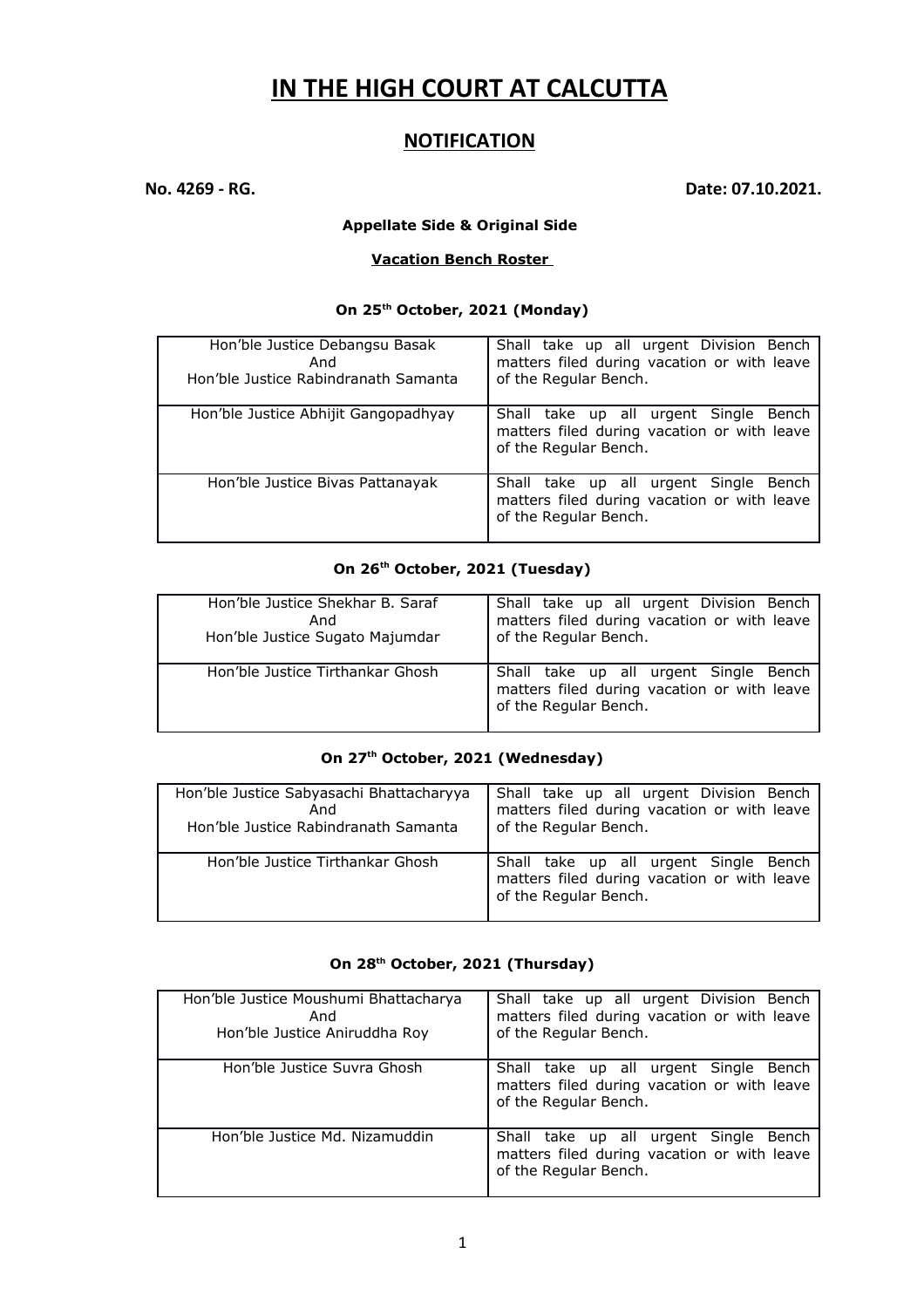# IN THE HIGH COURT AT CALCUTTA

## NOTIFICATION

**No. 4269 - RG.** **Date: 07.10.2021.**

**Appellate Side & Original Side**

**Vacation Bench Roster**

**On 25th October, 2021 (Monday)**

| | |
|---|---|
| Hon'ble Justice Debangsu Basak And Hon'ble Justice Rabindranath Samanta | Shall take up all urgent Division Bench matters filed during vacation or with leave of the Regular Bench. |
| Hon'ble Justice Abhijit Gangopadhyay | Shall take up all urgent Single Bench matters filed during vacation or with leave of the Regular Bench. |
| Hon'ble Justice Bivas Pattanayak | Shall take up all urgent Single Bench matters filed during vacation or with leave of the Regular Bench. |

**On 26th October, 2021 (Tuesday)**

| | |
|---|---|
| Hon'ble Justice Shekhar B. Saraf And Hon'ble Justice Sugato Majumdar | Shall take up all urgent Division Bench matters filed during vacation or with leave of the Regular Bench. |
| Hon'ble Justice Tirthankar Ghosh | Shall take up all urgent Single Bench matters filed during vacation or with leave of the Regular Bench. |

**On 27th October, 2021 (Wednesday)**

| | |
|---|---|
| Hon'ble Justice Sabyasachi Bhattacharyya And Hon'ble Justice Rabindranath Samanta | Shall take up all urgent Division Bench matters filed during vacation or with leave of the Regular Bench. |
| Hon'ble Justice Tirthankar Ghosh | Shall take up all urgent Single Bench matters filed during vacation or with leave of the Regular Bench. |

**On 28th October, 2021 (Thursday)**

| | |
|---|---|
| Hon'ble Justice Moushumi Bhattacharya And Hon'ble Justice Aniruddha Roy | Shall take up all urgent Division Bench matters filed during vacation or with leave of the Regular Bench. |
| Hon'ble Justice Suvra Ghosh | Shall take up all urgent Single Bench matters filed during vacation or with leave of the Regular Bench. |
| Hon'ble Justice Md. Nizamuddin | Shall take up all urgent Single Bench matters filed during vacation or with leave of the Regular Bench. |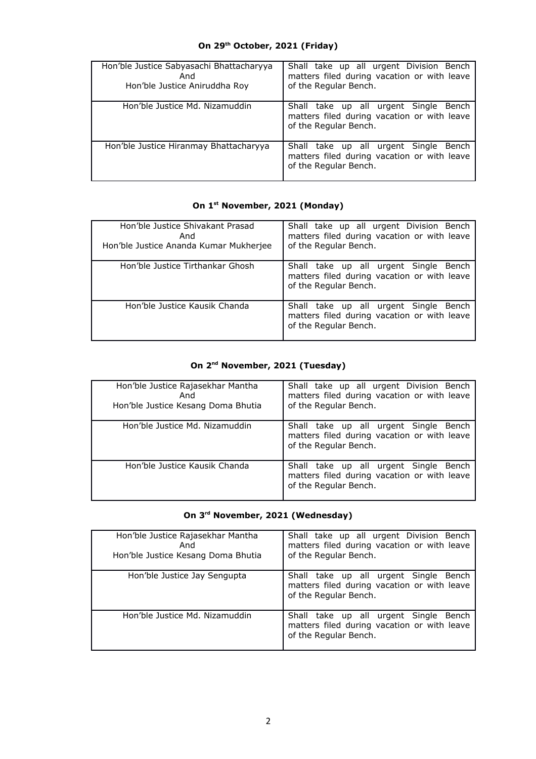**On 29th October, 2021 (Friday)**

| | |
|---|---|
| Hon'ble Justice Sabyasachi Bhattacharyya And Hon'ble Justice Aniruddha Roy | Shall take up all urgent Division Bench matters filed during vacation or with leave of the Regular Bench. |
| Hon'ble Justice Md. Nizamuddin | Shall take up all urgent Single Bench matters filed during vacation or with leave of the Regular Bench. |
| Hon'ble Justice Hiranmay Bhattacharyya | Shall take up all urgent Single Bench matters filed during vacation or with leave of the Regular Bench. |

**On 1st November, 2021 (Monday)**

| | |
|---|---|
| Hon'ble Justice Shivakant Prasad And Hon'ble Justice Ananda Kumar Mukherjee | Shall take up all urgent Division Bench matters filed during vacation or with leave of the Regular Bench. |
| Hon'ble Justice Tirthankar Ghosh | Shall take up all urgent Single Bench matters filed during vacation or with leave of the Regular Bench. |
| Hon'ble Justice Kausik Chanda | Shall take up all urgent Single Bench matters filed during vacation or with leave of the Regular Bench. |

**On 2nd November, 2021 (Tuesday)**

| | |
|---|---|
| Hon'ble Justice Rajasekhar Mantha And Hon'ble Justice Kesang Doma Bhutia | Shall take up all urgent Division Bench matters filed during vacation or with leave of the Regular Bench. |
| Hon'ble Justice Md. Nizamuddin | Shall take up all urgent Single Bench matters filed during vacation or with leave of the Regular Bench. |
| Hon'ble Justice Kausik Chanda | Shall take up all urgent Single Bench matters filed during vacation or with leave of the Regular Bench. |

**On 3rd November, 2021 (Wednesday)**

| | |
|---|---|
| Hon'ble Justice Rajasekhar Mantha And Hon'ble Justice Kesang Doma Bhutia | Shall take up all urgent Division Bench matters filed during vacation or with leave of the Regular Bench. |
| Hon'ble Justice Jay Sengupta | Shall take up all urgent Single Bench matters filed during vacation or with leave of the Regular Bench. |
| Hon'ble Justice Md. Nizamuddin | Shall take up all urgent Single Bench matters filed during vacation or with leave of the Regular Bench. |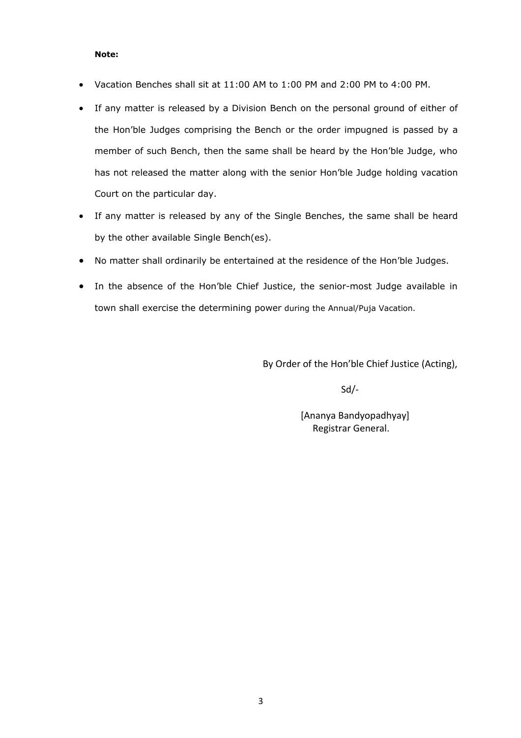**Note:**

- Vacation Benches shall sit at 11:00 AM to 1:00 PM and 2:00 PM to 4:00 PM.
- If any matter is released by a Division Bench on the personal ground of either of the Hon'ble Judges comprising the Bench or the order impugned is passed by a member of such Bench, then the same shall be heard by the Hon'ble Judge, who has not released the matter along with the senior Hon'ble Judge holding vacation Court on the particular day.
- If any matter is released by any of the Single Benches, the same shall be heard by the other available Single Bench(es).
- No matter shall ordinarily be entertained at the residence of the Hon'ble Judges.
- In the absence of the Hon'ble Chief Justice, the senior-most Judge available in town shall exercise the determining power during the Annual/Puja Vacation.

By Order of the Hon'ble Chief Justice (Acting),

Sd/-

[Ananya Bandyopadhyay]
Registrar General.